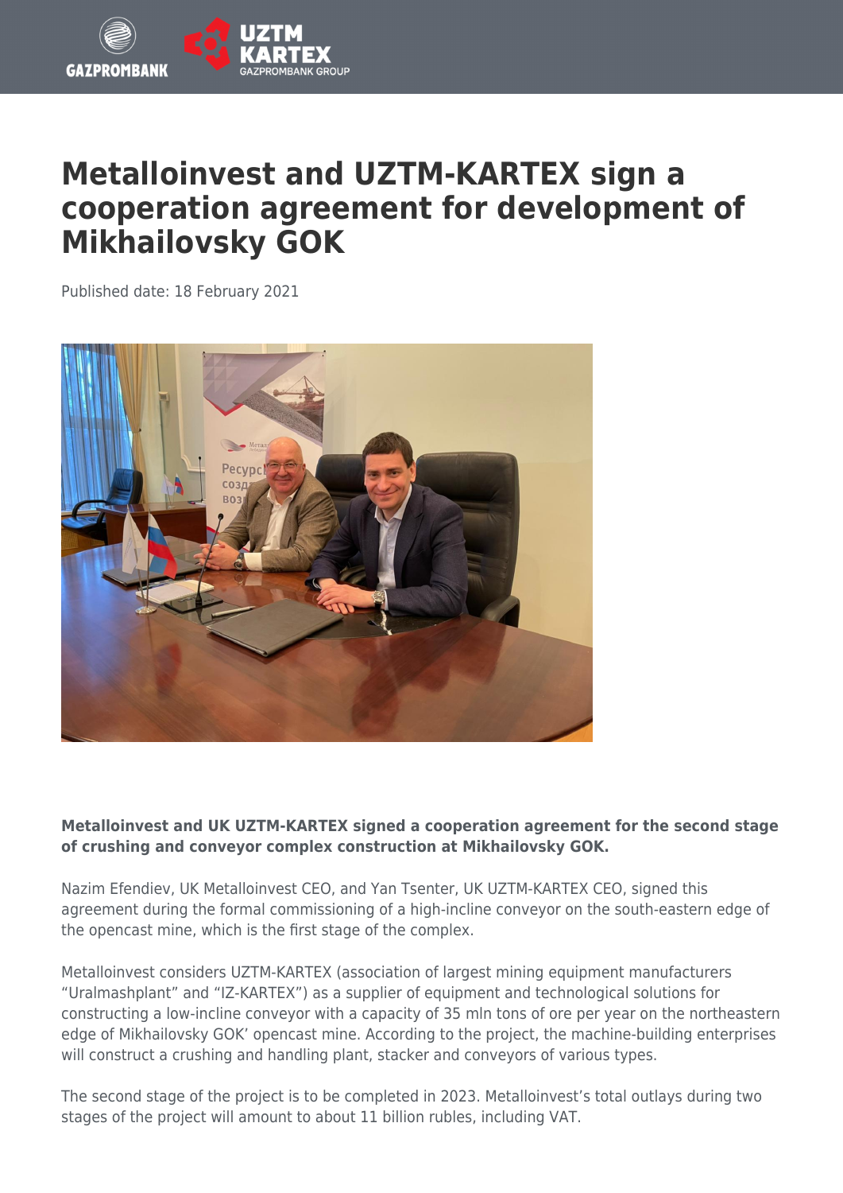# Metalloinvest and UZTM-KARTEX sign a cooperation agreement for development of Mikhailovsky GOK

Published date: 18 February 2021

**Metalloinvest and UK UZTM-KARTEX signed a cooperation agreement for the second stage of crushing and conveyor complex construction at Mikhailovsky GOK.**

Nazim Efendiev, UK Metalloinvest CEO, and Yan Tsenter, UK UZTM-KARTEX CEO, signed this agreement during the formal commissioning of a high-incline conveyor on the south-eastern edge of the opencast mine, which is the first stage of the complex.

Metalloinvest considers UZTM-KARTEX (association of largest mining equipment manufacturers "Uralmashplant" and "IZ-KARTEX") as a supplier of equipment and technological solutions for constructing a low-incline conveyor with a capacity of 35 mln tons of ore per year on the northeastern edge of Mikhailovsky GOK' opencast mine. According to the project, the machine-building enterprises will construct a crushing and handling plant, stacker and conveyors of various types.

The second stage of the project is to be completed in 2023. Metalloinvest's total outlays during two stages of the project will amount to about 11 billion rubles, including VAT.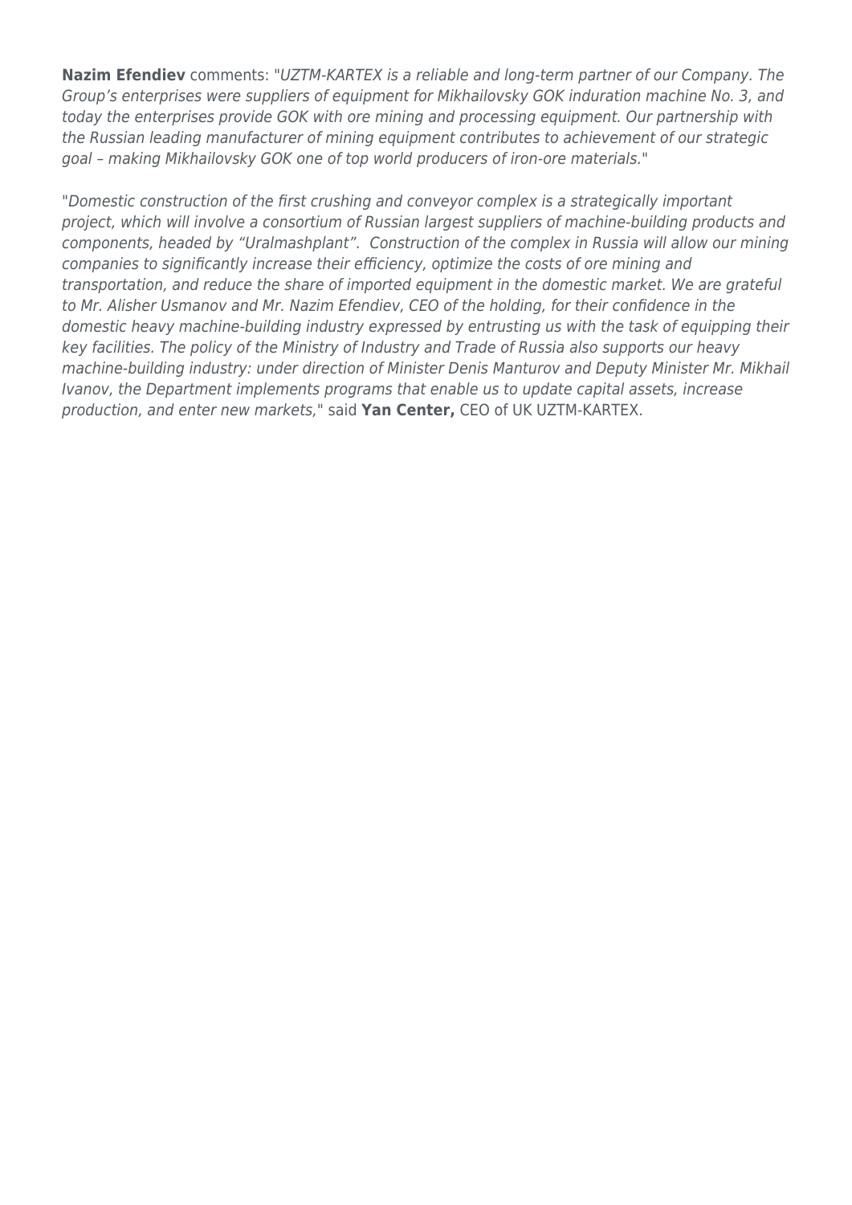**Nazim Efendiev** comments: "*UZTM-KARTEX is a reliable and long-term partner of our Company. The Group's enterprises were suppliers of equipment for Mikhailovsky GOK induration machine No. 3, and today the enterprises provide GOK with ore mining and processing equipment. Our partnership with the Russian leading manufacturer of mining equipment contributes to achievement of our strategic goal – making Mikhailovsky GOK one of top world producers of iron-ore materials.*"

"*Domestic construction of the first crushing and conveyor complex is a strategically important project, which will involve a consortium of Russian largest suppliers of machine-building products and components, headed by "Uralmashplant". Construction of the complex in Russia will allow our mining companies to significantly increase their efficiency, optimize the costs of ore mining and transportation, and reduce the share of imported equipment in the domestic market. We are grateful to Mr. Alisher Usmanov and Mr. Nazim Efendiev, CEO of the holding, for their confidence in the domestic heavy machine-building industry expressed by entrusting us with the task of equipping their key facilities. The policy of the Ministry of Industry and Trade of Russia also supports our heavy machine-building industry: under direction of Minister Denis Manturov and Deputy Minister Mr. Mikhail Ivanov, the Department implements programs that enable us to update capital assets, increase production, and enter new markets,*" said **Yan Center,** CEO of UK UZTM-KARTEX.